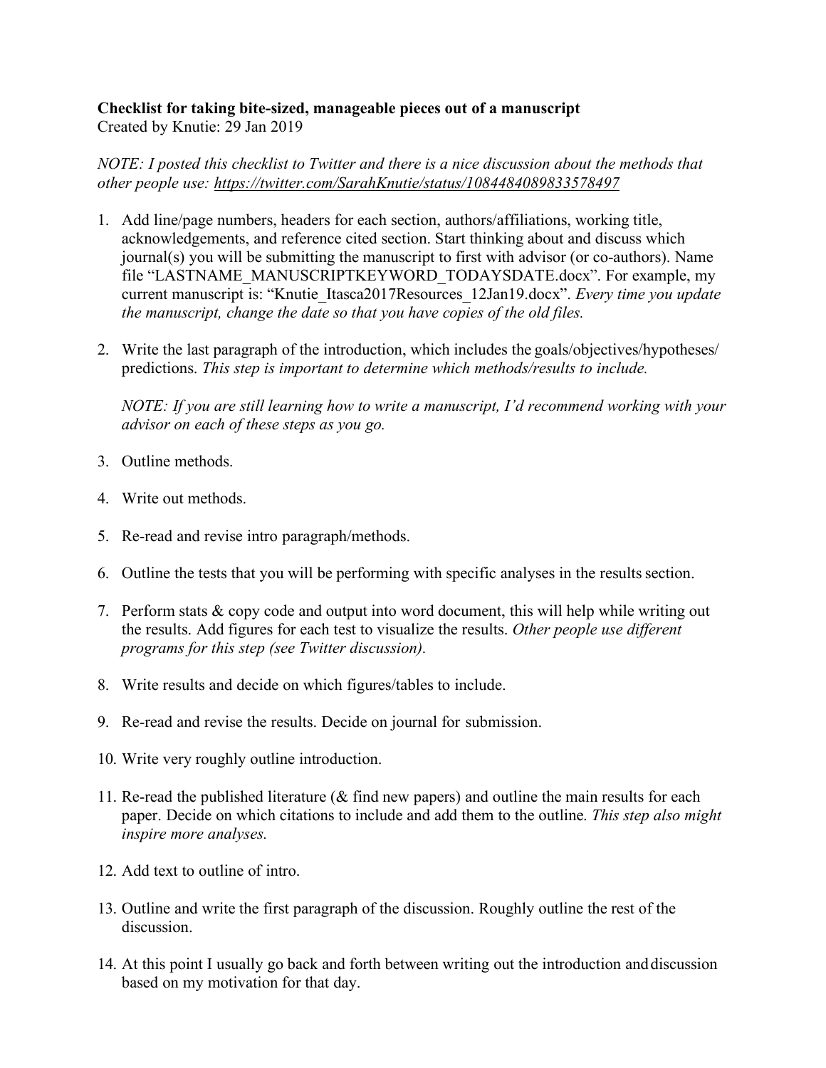**Checklist for taking bite-sized, manageable pieces out of a manuscript**
Created by Knutie: 29 Jan 2019

*NOTE: I posted this checklist to Twitter and there is a nice discussion about the methods that other people use: https://twitter.com/SarahKnutie/status/1084484089833578497*

1. Add line/page numbers, headers for each section, authors/affiliations, working title, acknowledgements, and reference cited section. Start thinking about and discuss which journal(s) you will be submitting the manuscript to first with advisor (or co-authors). Name file "LASTNAME_MANUSCRIPTKEYWORD_TODAYSDATE.docx". For example, my current manuscript is: "Knutie_Itasca2017Resources_12Jan19.docx". *Every time you update the manuscript, change the date so that you have copies of the old files.*

2. Write the last paragraph of the introduction, which includes the goals/objectives/hypotheses/ predictions. *This step is important to determine which methods/results to include.*

   *NOTE: If you are still learning how to write a manuscript, I'd recommend working with your advisor on each of these steps as you go.*

3. Outline methods.

4. Write out methods.

5. Re-read and revise intro paragraph/methods.

6. Outline the tests that you will be performing with specific analyses in the results section.

7. Perform stats & copy code and output into word document, this will help while writing out the results. Add figures for each test to visualize the results. *Other people use different programs for this step (see Twitter discussion).*

8. Write results and decide on which figures/tables to include.

9. Re-read and revise the results. Decide on journal for submission.

10. Write very roughly outline introduction.

11. Re-read the published literature (& find new papers) and outline the main results for each paper. Decide on which citations to include and add them to the outline. *This step also might inspire more analyses.*

12. Add text to outline of intro.

13. Outline and write the first paragraph of the discussion. Roughly outline the rest of the discussion.

14. At this point I usually go back and forth between writing out the introduction and discussion based on my motivation for that day.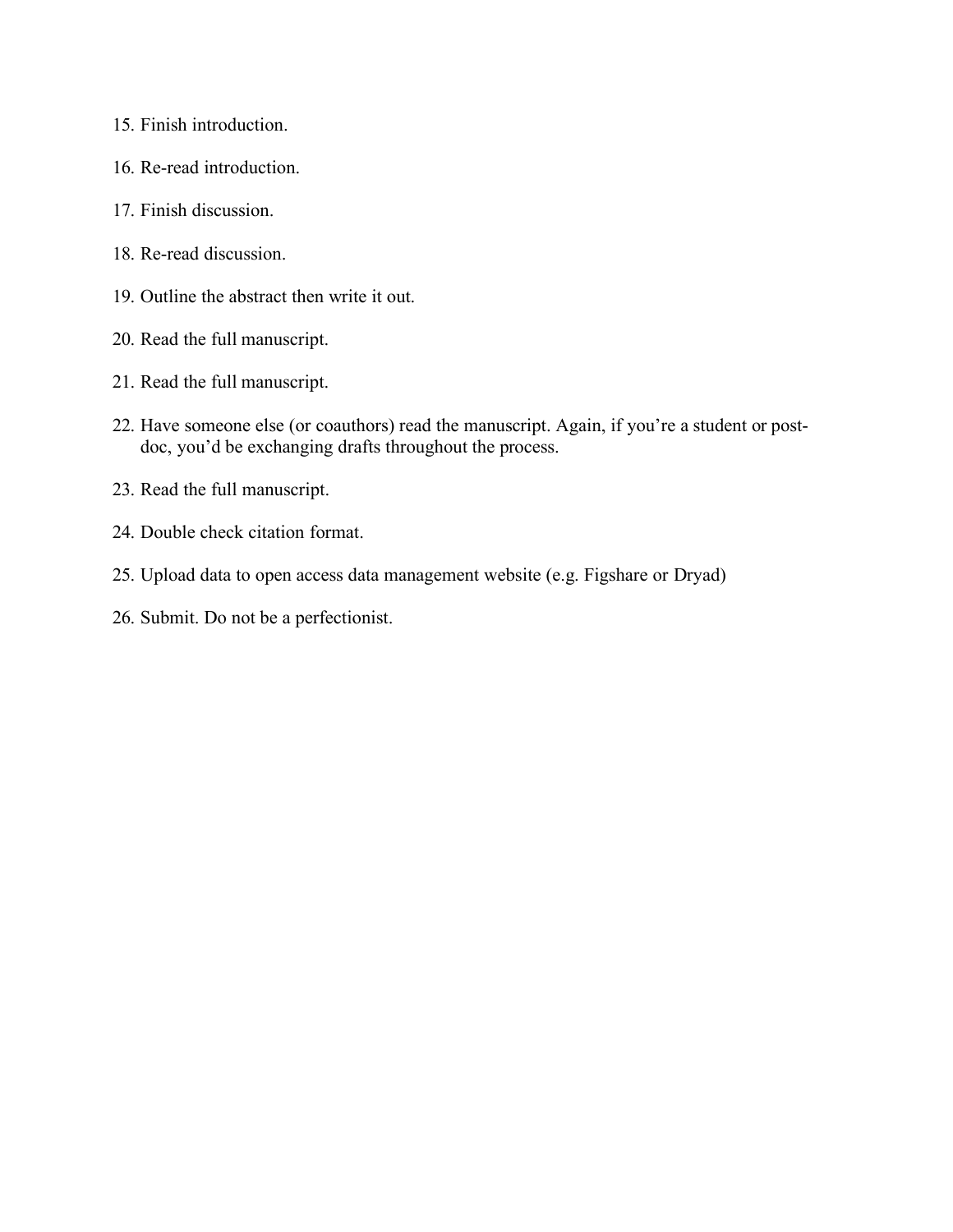15. Finish introduction.

16. Re-read introduction.

17. Finish discussion.

18. Re-read discussion.

19. Outline the abstract then write it out.

20. Read the full manuscript.

21. Read the full manuscript.

22. Have someone else (or coauthors) read the manuscript. Again, if you're a student or post-doc, you'd be exchanging drafts throughout the process.

23. Read the full manuscript.

24. Double check citation format.

25. Upload data to open access data management website (e.g. Figshare or Dryad)

26. Submit. Do not be a perfectionist.